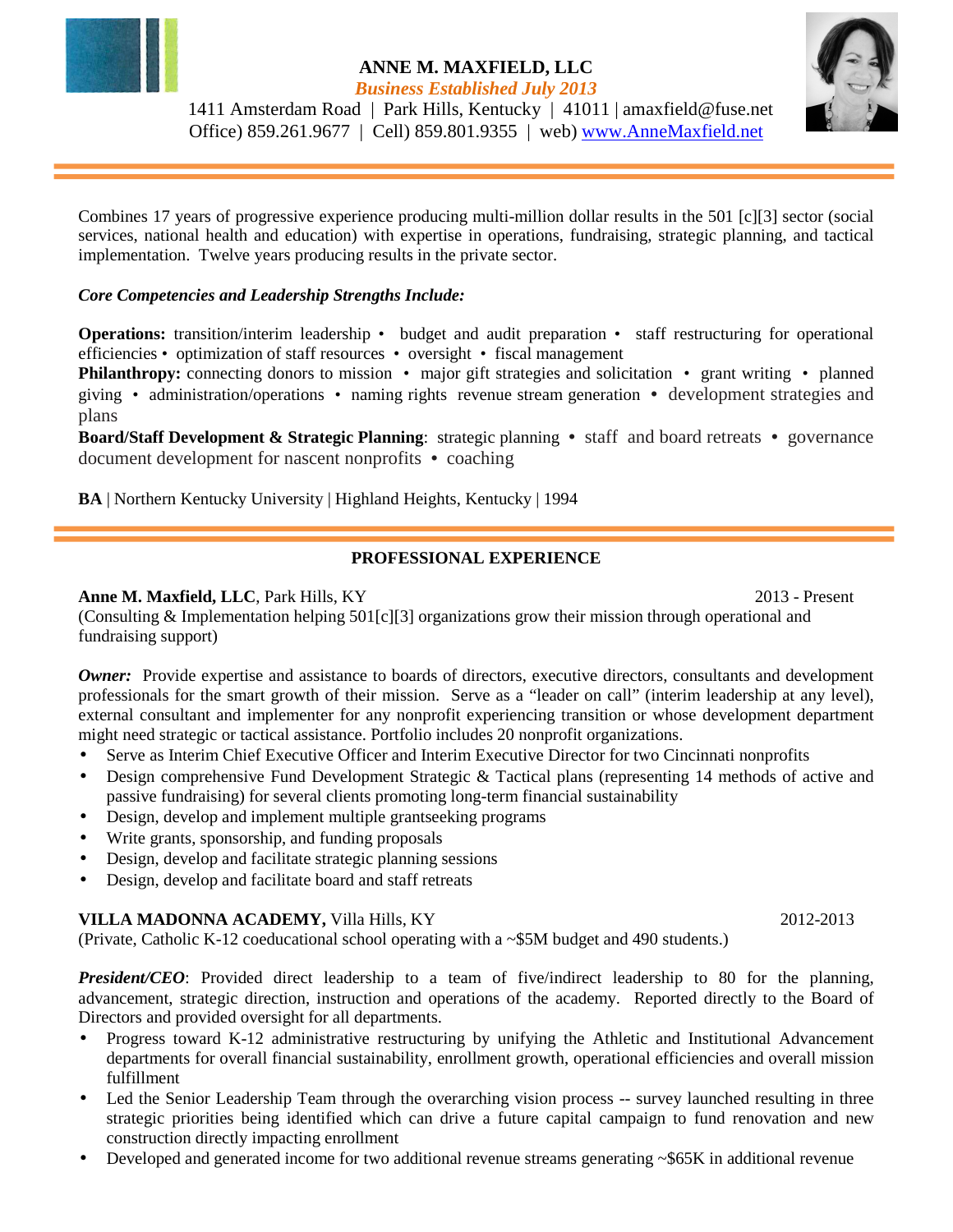# ANNE M. MAXFIELD, LLC

*Business Established July 2013*

1411 Amsterdam Road | Park Hills, Kentucky | 41011 | amaxfield@fuse.net
Office) 859.261.9677 | Cell) 859.801.9355 | web) www.AnneMaxfield.net

---

Combines 17 years of progressive experience producing multi-million dollar results in the 501 [c][3] sector (social services, national health and education) with expertise in operations, fundraising, strategic planning, and tactical implementation. Twelve years producing results in the private sector.

***Core Competencies and Leadership Strengths Include:***

**Operations:** transition/interim leadership • budget and audit preparation • staff restructuring for operational efficiencies • optimization of staff resources • oversight • fiscal management
**Philanthropy:** connecting donors to mission • major gift strategies and solicitation • grant writing • planned giving • administration/operations • naming rights revenue stream generation • development strategies and plans
**Board/Staff Development & Strategic Planning**: strategic planning • staff and board retreats • governance document development for nascent nonprofits • coaching

**BA** | Northern Kentucky University | Highland Heights, Kentucky | 1994

---

## PROFESSIONAL EXPERIENCE

**Anne M. Maxfield, LLC**, Park Hills, KY — 2013 - Present
(Consulting & Implementation helping 501[c][3] organizations grow their mission through operational and fundraising support)

***Owner:*** Provide expertise and assistance to boards of directors, executive directors, consultants and development professionals for the smart growth of their mission. Serve as a "leader on call" (interim leadership at any level), external consultant and implementer for any nonprofit experiencing transition or whose development department might need strategic or tactical assistance. Portfolio includes 20 nonprofit organizations.

- Serve as Interim Chief Executive Officer and Interim Executive Director for two Cincinnati nonprofits
- Design comprehensive Fund Development Strategic & Tactical plans (representing 14 methods of active and passive fundraising) for several clients promoting long-term financial sustainability
- Design, develop and implement multiple grantseeking programs
- Write grants, sponsorship, and funding proposals
- Design, develop and facilitate strategic planning sessions
- Design, develop and facilitate board and staff retreats

**VILLA MADONNA ACADEMY,** Villa Hills, KY — 2012-2013
(Private, Catholic K-12 coeducational school operating with a ~$5M budget and 490 students.)

***President/CEO***: Provided direct leadership to a team of five/indirect leadership to 80 for the planning, advancement, strategic direction, instruction and operations of the academy. Reported directly to the Board of Directors and provided oversight for all departments.

- Progress toward K-12 administrative restructuring by unifying the Athletic and Institutional Advancement departments for overall financial sustainability, enrollment growth, operational efficiencies and overall mission fulfillment
- Led the Senior Leadership Team through the overarching vision process -- survey launched resulting in three strategic priorities being identified which can drive a future capital campaign to fund renovation and new construction directly impacting enrollment
- Developed and generated income for two additional revenue streams generating ~$65K in additional revenue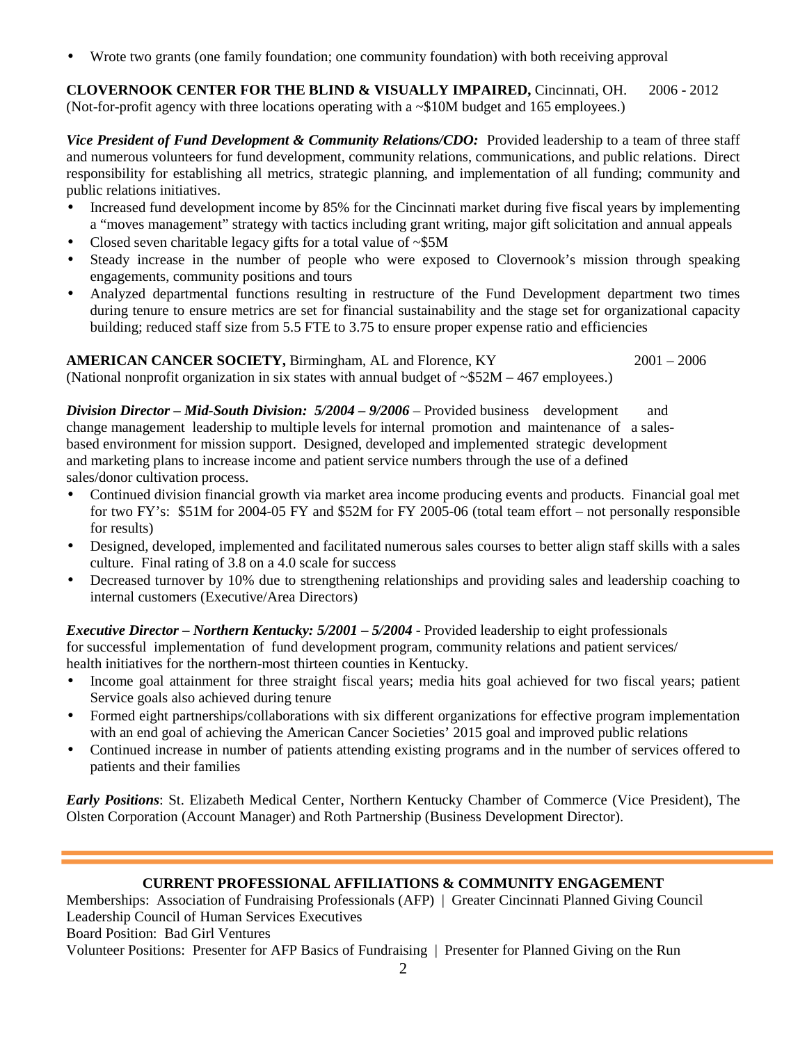- Wrote two grants (one family foundation; one community foundation) with both receiving approval

**CLOVERNOOK CENTER FOR THE BLIND & VISUALLY IMPAIRED,** Cincinnati, OH. 2006 - 2012
(Not-for-profit agency with three locations operating with a ~$10M budget and 165 employees.)

***Vice President of Fund Development & Community Relations/CDO:*** Provided leadership to a team of three staff and numerous volunteers for fund development, community relations, communications, and public relations. Direct responsibility for establishing all metrics, strategic planning, and implementation of all funding; community and public relations initiatives.

- Increased fund development income by 85% for the Cincinnati market during five fiscal years by implementing a "moves management" strategy with tactics including grant writing, major gift solicitation and annual appeals
- Closed seven charitable legacy gifts for a total value of ~$5M
- Steady increase in the number of people who were exposed to Clovernook's mission through speaking engagements, community positions and tours
- Analyzed departmental functions resulting in restructure of the Fund Development department two times during tenure to ensure metrics are set for financial sustainability and the stage set for organizational capacity building; reduced staff size from 5.5 FTE to 3.75 to ensure proper expense ratio and efficiencies

**AMERICAN CANCER SOCIETY,** Birmingham, AL and Florence, KY 2001 – 2006
(National nonprofit organization in six states with annual budget of ~$52M – 467 employees.)

***Division Director – Mid-South Division: 5/2004 – 9/2006*** – Provided business development and change management leadership to multiple levels for internal promotion and maintenance of a sales-based environment for mission support. Designed, developed and implemented strategic development and marketing plans to increase income and patient service numbers through the use of a defined sales/donor cultivation process.

- Continued division financial growth via market area income producing events and products. Financial goal met for two FY's: $51M for 2004-05 FY and $52M for FY 2005-06 (total team effort – not personally responsible for results)
- Designed, developed, implemented and facilitated numerous sales courses to better align staff skills with a sales culture. Final rating of 3.8 on a 4.0 scale for success
- Decreased turnover by 10% due to strengthening relationships and providing sales and leadership coaching to internal customers (Executive/Area Directors)

***Executive Director – Northern Kentucky: 5/2001 – 5/2004*** - Provided leadership to eight professionals for successful implementation of fund development program, community relations and patient services/ health initiatives for the northern-most thirteen counties in Kentucky.

- Income goal attainment for three straight fiscal years; media hits goal achieved for two fiscal years; patient Service goals also achieved during tenure
- Formed eight partnerships/collaborations with six different organizations for effective program implementation with an end goal of achieving the American Cancer Societies' 2015 goal and improved public relations
- Continued increase in number of patients attending existing programs and in the number of services offered to patients and their families

***Early Positions***: St. Elizabeth Medical Center, Northern Kentucky Chamber of Commerce (Vice President), The Olsten Corporation (Account Manager) and Roth Partnership (Business Development Director).

## CURRENT PROFESSIONAL AFFILIATIONS & COMMUNITY ENGAGEMENT

Memberships: Association of Fundraising Professionals (AFP) | Greater Cincinnati Planned Giving Council
Leadership Council of Human Services Executives
Board Position: Bad Girl Ventures
Volunteer Positions: Presenter for AFP Basics of Fundraising | Presenter for Planned Giving on the Run